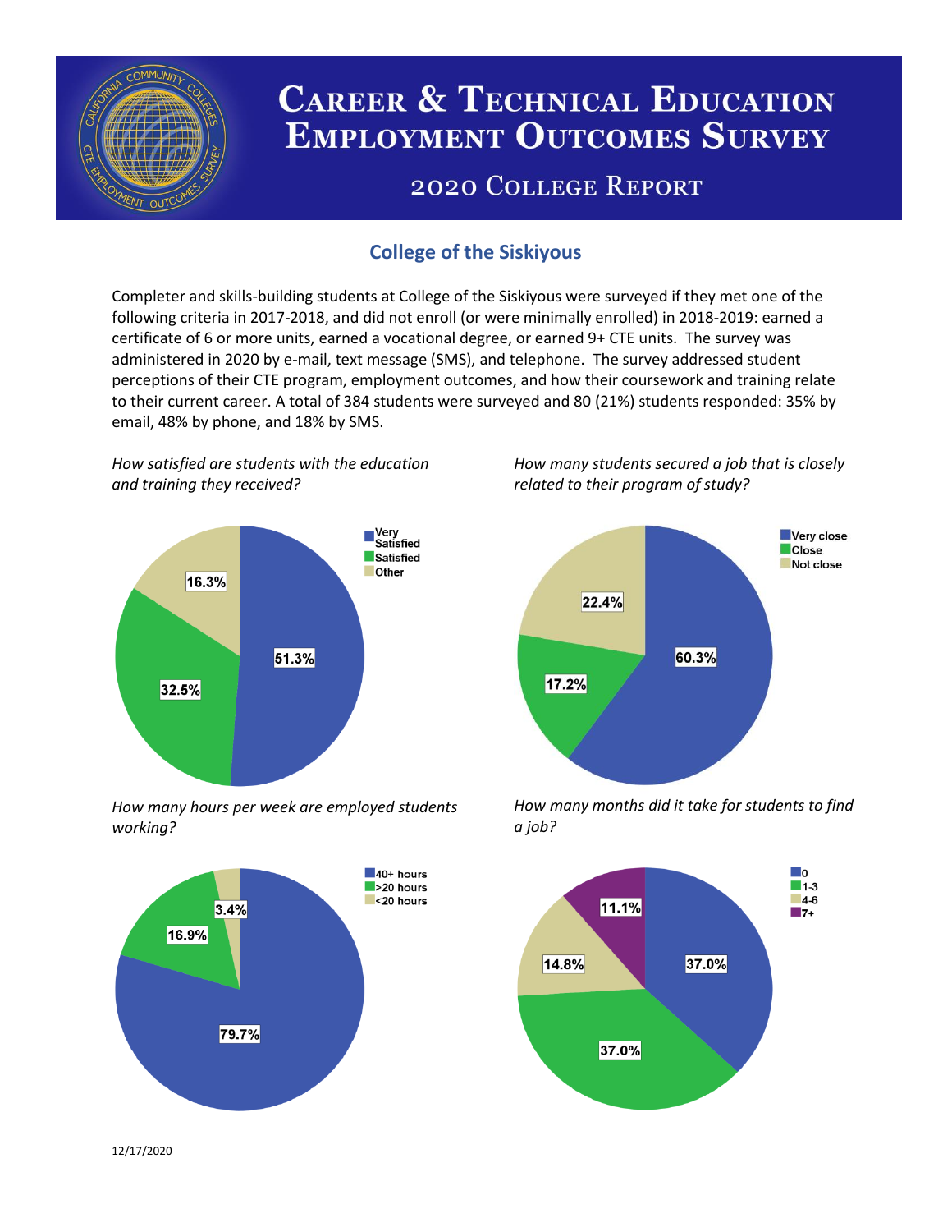# Career & Technical Education Employment Outcomes Survey

## 2020 College Report

## College of the Siskiyous

Completer and skills-building students at College of the Siskiyous were surveyed if they met one of the following criteria in 2017-2018, and did not enroll (or were minimally enrolled) in 2018-2019: earned a certificate of 6 or more units, earned a vocational degree, or earned 9+ CTE units. The survey was administered in 2020 by e-mail, text message (SMS), and telephone. The survey addressed student perceptions of their CTE program, employment outcomes, and how their coursework and training relate to their current career. A total of 384 students were surveyed and 80 (21%) students responded: 35% by email, 48% by phone, and 18% by SMS.

*How satisfied are students with the education and training they received?*

| Response | Percent |
|---|---|
| Very Satisfied | 51.3% |
| Satisfied | 32.5% |
| Other | 16.3% |

*How many students secured a job that is closely related to their program of study?*

| Response | Percent |
|---|---|
| Very close | 60.3% |
| Close | 17.2% |
| Not close | 22.4% |

*How many hours per week are employed students working?*

| Response | Percent |
|---|---|
| 40+ hours | 79.7% |
| >20 hours | 16.9% |
| <20 hours | 3.4% |

*How many months did it take for students to find a job?*

| Months | Percent |
|---|---|
| 0 | 37.0% |
| 1-3 | 37.0% |
| 4-6 | 14.8% |
| 7+ | 11.1% |

12/17/2020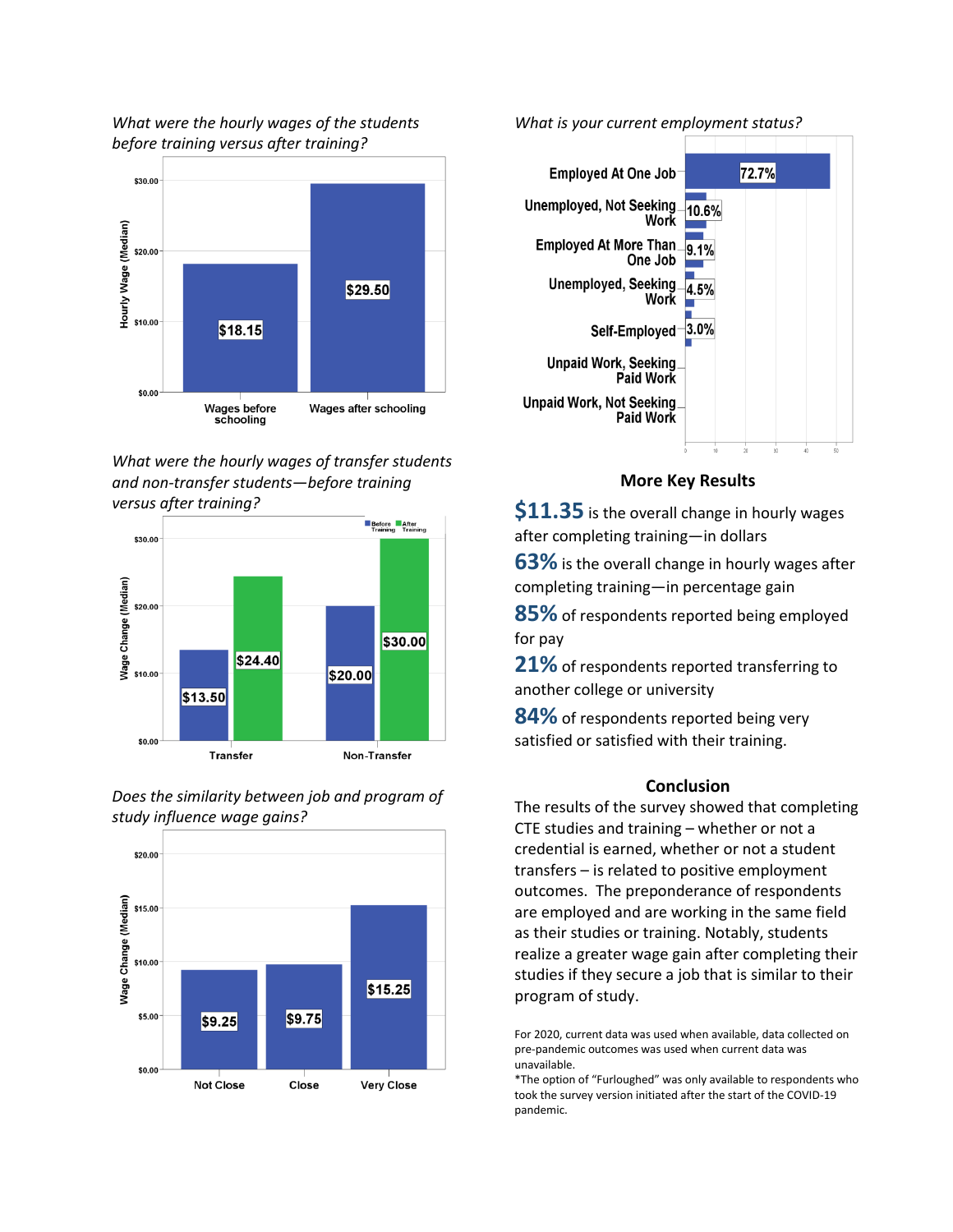*What were the hourly wages of the students before training versus after training?*

Hourly Wage (Median)

$30.00
$20.00
$10.00
$0.00

$18.15
$29.50

Wages before schooling
Wages after schooling

*What were the hourly wages of transfer students and non-transfer students—before training versus after training?*

Before Training
After Training

Wage Change (Median)

$30.00
$20.00
$10.00
$0.00

$13.50
$24.40
$20.00
$30.00

Transfer
Non-Transfer

*Does the similarity between job and program of study influence wage gains?*

Wage Change (Median)

$20.00
$15.00
$10.00
$5.00
$0.00

$9.25
$9.75
$15.25

Not Close
Close
Very Close

*What is your current employment status?*

Employed At One Job 72.7%
Unemployed, Not Seeking Work 10.6%
Employed At More Than One Job 9.1%
Unemployed, Seeking Work 4.5%
Self-Employed 3.0%
Unpaid Work, Seeking Paid Work
Unpaid Work, Not Seeking Paid Work

0 10 20 30 40 50

## More Key Results

**$11.35** is the overall change in hourly wages after completing training—in dollars

**63%** is the overall change in hourly wages after completing training—in percentage gain

**85%** of respondents reported being employed for pay

**21%** of respondents reported transferring to another college or university

**84%** of respondents reported being very satisfied or satisfied with their training.

## Conclusion

The results of the survey showed that completing CTE studies and training – whether or not a credential is earned, whether or not a student transfers – is related to positive employment outcomes. The preponderance of respondents are employed and are working in the same field as their studies or training. Notably, students realize a greater wage gain after completing their studies if they secure a job that is similar to their program of study.

For 2020, current data was used when available, data collected on pre-pandemic outcomes was used when current data was unavailable.
*The option of "Furloughed" was only available to respondents who took the survey version initiated after the start of the COVID-19 pandemic.